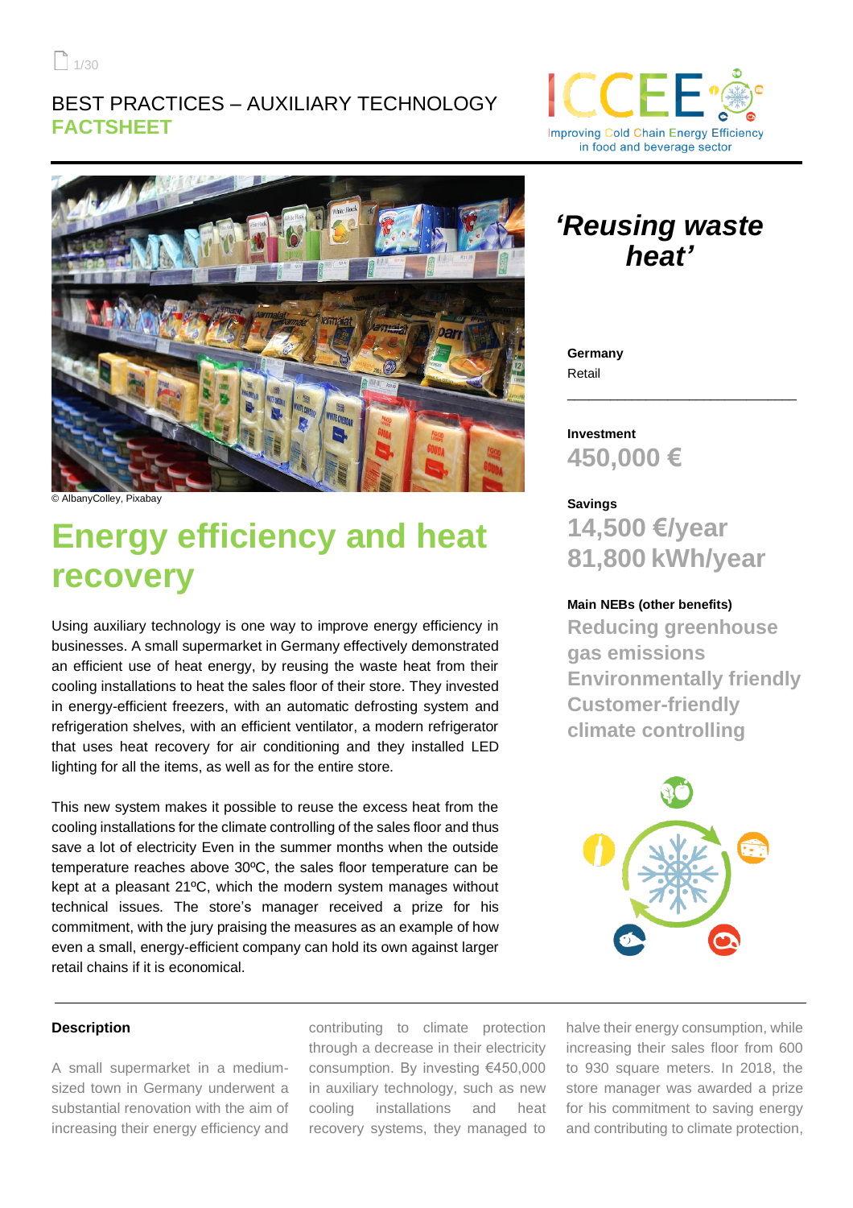BEST PRACTICES – AUXILIARY TECHNOLOGY
**FACTSHEET**

ICCEE
Improving Cold Chain Energy Efficiency in food and beverage sector

© AlbanyColley, Pixabay

# Energy efficiency and heat recovery

Using auxiliary technology is one way to improve energy efficiency in businesses. A small supermarket in Germany effectively demonstrated an efficient use of heat energy, by reusing the waste heat from their cooling installations to heat the sales floor of their store. They invested in energy-efficient freezers, with an automatic defrosting system and refrigeration shelves, with an efficient ventilator, a modern refrigerator that uses heat recovery for air conditioning and they installed LED lighting for all the items, as well as for the entire store.

This new system makes it possible to reuse the excess heat from the cooling installations for the climate controlling of the sales floor and thus save a lot of electricity Even in the summer months when the outside temperature reaches above 30ºC, the sales floor temperature can be kept at a pleasant 21ºC, which the modern system manages without technical issues. The store's manager received a prize for his commitment, with the jury praising the measures as an example of how even a small, energy-efficient company can hold its own against larger retail chains if it is economical.

## *'Reusing waste heat'*

**Germany**
Retail

**Investment**
450,000 €

**Savings**
14,500 €/year
81,800 kWh/year

**Main NEBs (other benefits)**
Reducing greenhouse gas emissions
Environmentally friendly
Customer-friendly climate controlling

### Description

A small supermarket in a medium-sized town in Germany underwent a substantial renovation with the aim of increasing their energy efficiency and contributing to climate protection through a decrease in their electricity consumption. By investing €450,000 in auxiliary technology, such as new cooling installations and heat recovery systems, they managed to halve their energy consumption, while increasing their sales floor from 600 to 930 square meters. In 2018, the store manager was awarded a prize for his commitment to saving energy and contributing to climate protection,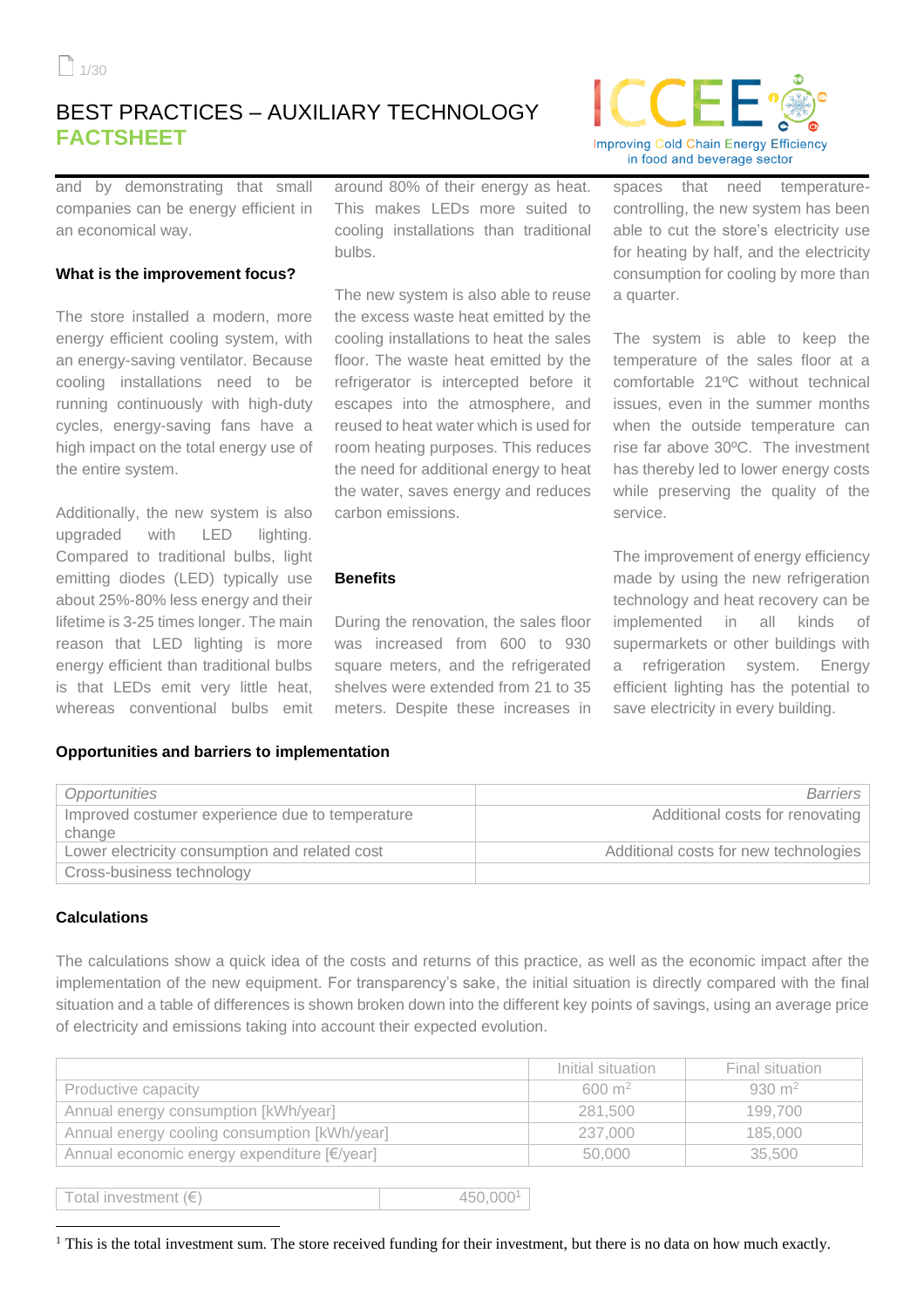# BEST PRACTICES – AUXILIARY TECHNOLOGY

## FACTSHEET

and by demonstrating that small companies can be energy efficient in an economical way.

### What is the improvement focus?

The store installed a modern, more energy efficient cooling system, with an energy-saving ventilator. Because cooling installations need to be running continuously with high-duty cycles, energy-saving fans have a high impact on the total energy use of the entire system.

Additionally, the new system is also upgraded with LED lighting. Compared to traditional bulbs, light emitting diodes (LED) typically use about 25%-80% less energy and their lifetime is 3-25 times longer. The main reason that LED lighting is more energy efficient than traditional bulbs is that LEDs emit very little heat, whereas conventional bulbs emit around 80% of their energy as heat. This makes LEDs more suited to cooling installations than traditional bulbs.

The new system is also able to reuse the excess waste heat emitted by the cooling installations to heat the sales floor. The waste heat emitted by the refrigerator is intercepted before it escapes into the atmosphere, and reused to heat water which is used for room heating purposes. This reduces the need for additional energy to heat the water, saves energy and reduces carbon emissions.

### Benefits

During the renovation, the sales floor was increased from 600 to 930 square meters, and the refrigerated shelves were extended from 21 to 35 meters. Despite these increases in spaces that need temperature-controlling, the new system has been able to cut the store's electricity use for heating by half, and the electricity consumption for cooling by more than a quarter.

The system is able to keep the temperature of the sales floor at a comfortable 21ºC without technical issues, even in the summer months when the outside temperature can rise far above 30ºC. The investment has thereby led to lower energy costs while preserving the quality of the service.

The improvement of energy efficiency made by using the new refrigeration technology and heat recovery can be implemented in all kinds of supermarkets or other buildings with a refrigeration system. Energy efficient lighting has the potential to save electricity in every building.

### Opportunities and barriers to implementation

| *Opportunities* | *Barriers* |
|---|---|
| Improved costumer experience due to temperature change | Additional costs for renovating |
| Lower electricity consumption and related cost | Additional costs for new technologies |
| Cross-business technology | |

### Calculations

The calculations show a quick idea of the costs and returns of this practice, as well as the economic impact after the implementation of the new equipment. For transparency's sake, the initial situation is directly compared with the final situation and a table of differences is shown broken down into the different key points of savings, using an average price of electricity and emissions taking into account their expected evolution.

| | Initial situation | Final situation |
|---|---|---|
| Productive capacity | 600 m$^2$ | 930 m$^2$ |
| Annual energy consumption [kWh/year] | 281,500 | 199,700 |
| Annual energy cooling consumption [kWh/year] | 237,000 | 185,000 |
| Annual economic energy expenditure [€/year] | 50,000 | 35,500 |

| Total investment (€) | 450,000[1] |
|---|---|

[1] This is the total investment sum. The store received funding for their investment, but there is no data on how much exactly.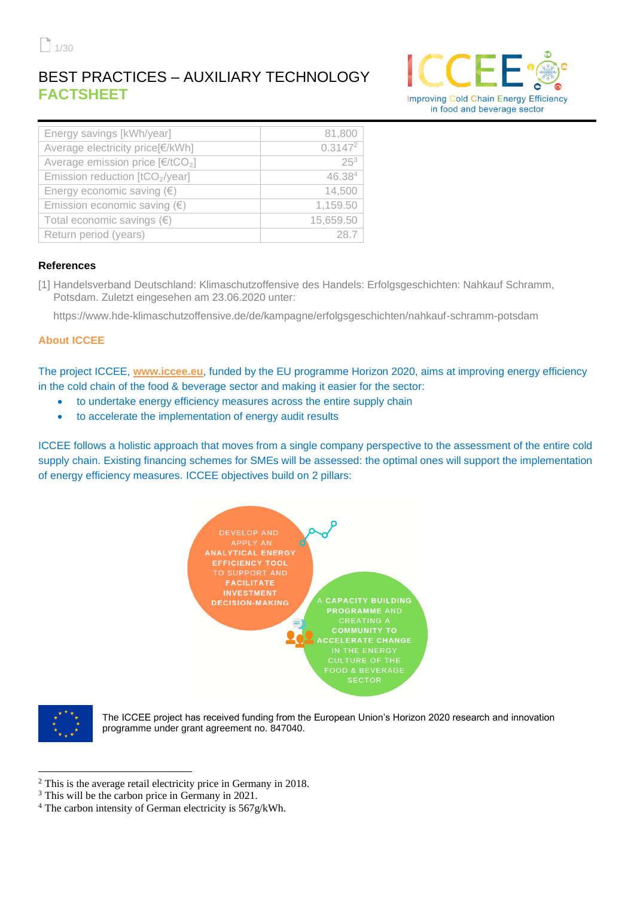# BEST PRACTICES – AUXILIARY TECHNOLOGY

## FACTSHEET

| | |
|---|---|
| Energy savings [kWh/year] | 81,800 |
| Average electricity price[€/kWh] | 0.3147[2] |
| Average emission price [€/t$CO_2$] | 25[3] |
| Emission reduction [t$CO_2$/year] | 46.38[4] |
| Energy economic saving (€) | 14,500 |
| Emission economic saving (€) | 1,159.50 |
| Total economic savings (€) | 15,659.50 |
| Return period (years) | 28.7 |

### References

[1] Handelsverband Deutschland: Klimaschutzoffensive des Handels: Erfolgsgeschichten: Nahkauf Schramm, Potsdam. Zuletzt eingesehen am 23.06.2020 unter:

https://www.hde-klimaschutzoffensive.de/de/kampagne/erfolgsgeschichten/nahkauf-schramm-potsdam

### About ICCEE

The project ICCEE, **www.iccee.eu**, funded by the EU programme Horizon 2020, aims at improving energy efficiency in the cold chain of the food & beverage sector and making it easier for the sector:

- to undertake energy efficiency measures across the entire supply chain
- to accelerate the implementation of energy audit results

ICCEE follows a holistic approach that moves from a single company perspective to the assessment of the entire cold supply chain. Existing financing schemes for SMEs will be assessed: the optimal ones will support the implementation of energy efficiency measures. ICCEE objectives build on 2 pillars:

DEVELOP AND APPLY AN **ANALYTICAL ENERGY EFFICIENCY TOOL** TO SUPPORT AND **FACILITATE INVESTMENT DECISION-MAKING**

A **CAPACITY BUILDING PROGRAMME** AND CREATING A **COMMUNITY TO ACCELERATE CHANGE** IN THE ENERGY CULTURE OF THE FOOD & BEVERAGE SECTOR

The ICCEE project has received funding from the European Union's Horizon 2020 research and innovation programme under grant agreement no. 847040.

---

[2] This is the average retail electricity price in Germany in 2018.

[3] This will be the carbon price in Germany in 2021.

[4] The carbon intensity of German electricity is 567g/kWh.